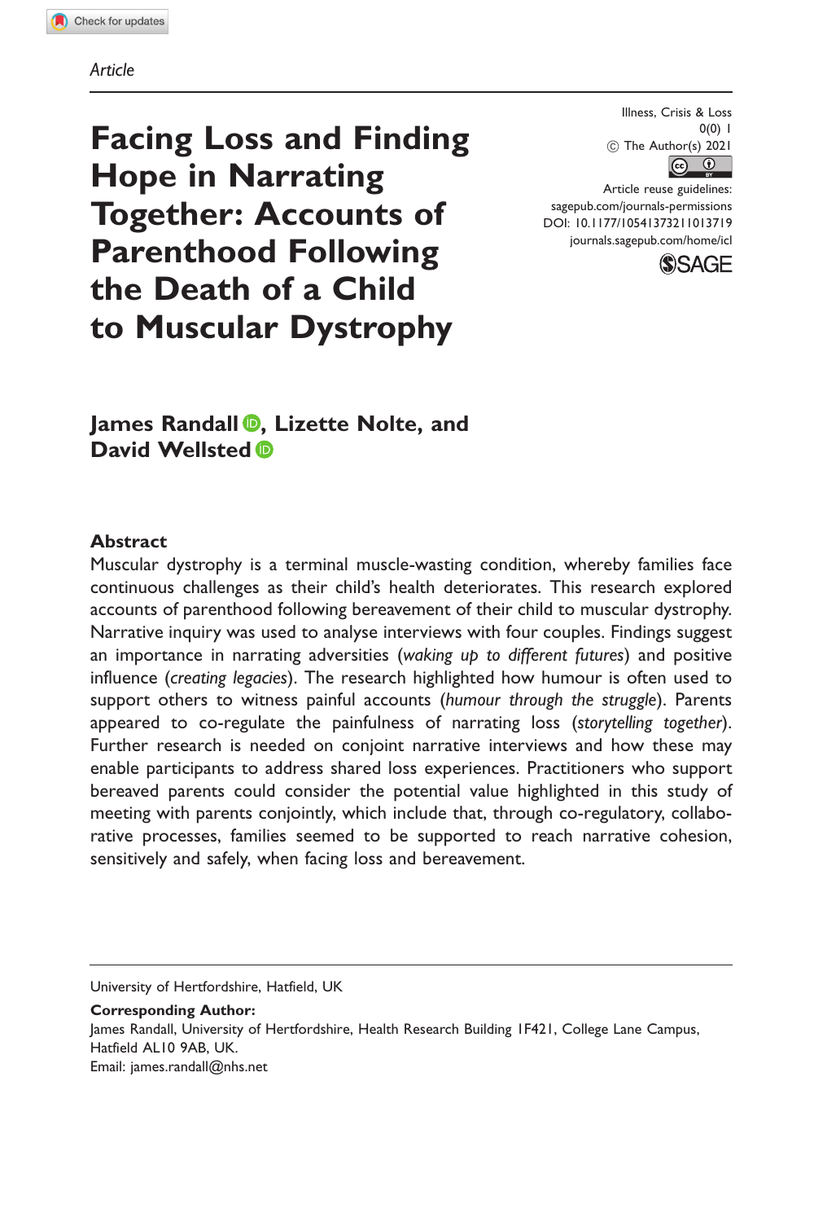Article

# Facing Loss and Finding Hope in Narrating Together: Accounts of Parenthood Following the Death of a Child to Muscular Dystrophy

Illness, Crisis & Loss
0(0) 1
© The Author(s) 2021
Article reuse guidelines:
sagepub.com/journals-permissions
DOI: 10.1177/10541373211013719
journals.sagepub.com/home/icl

**James Randall, Lizette Nolte, and David Wellsted**

## Abstract

Muscular dystrophy is a terminal muscle-wasting condition, whereby families face continuous challenges as their child's health deteriorates. This research explored accounts of parenthood following bereavement of their child to muscular dystrophy. Narrative inquiry was used to analyse interviews with four couples. Findings suggest an importance in narrating adversities (*waking up to different futures*) and positive influence (*creating legacies*). The research highlighted how humour is often used to support others to witness painful accounts (*humour through the struggle*). Parents appeared to co-regulate the painfulness of narrating loss (*storytelling together*). Further research is needed on conjoint narrative interviews and how these may enable participants to address shared loss experiences. Practitioners who support bereaved parents could consider the potential value highlighted in this study of meeting with parents conjointly, which include that, through co-regulatory, collaborative processes, families seemed to be supported to reach narrative cohesion, sensitively and safely, when facing loss and bereavement.

University of Hertfordshire, Hatfield, UK

**Corresponding Author:**
James Randall, University of Hertfordshire, Health Research Building 1F421, College Lane Campus, Hatfield AL10 9AB, UK.
Email: james.randall@nhs.net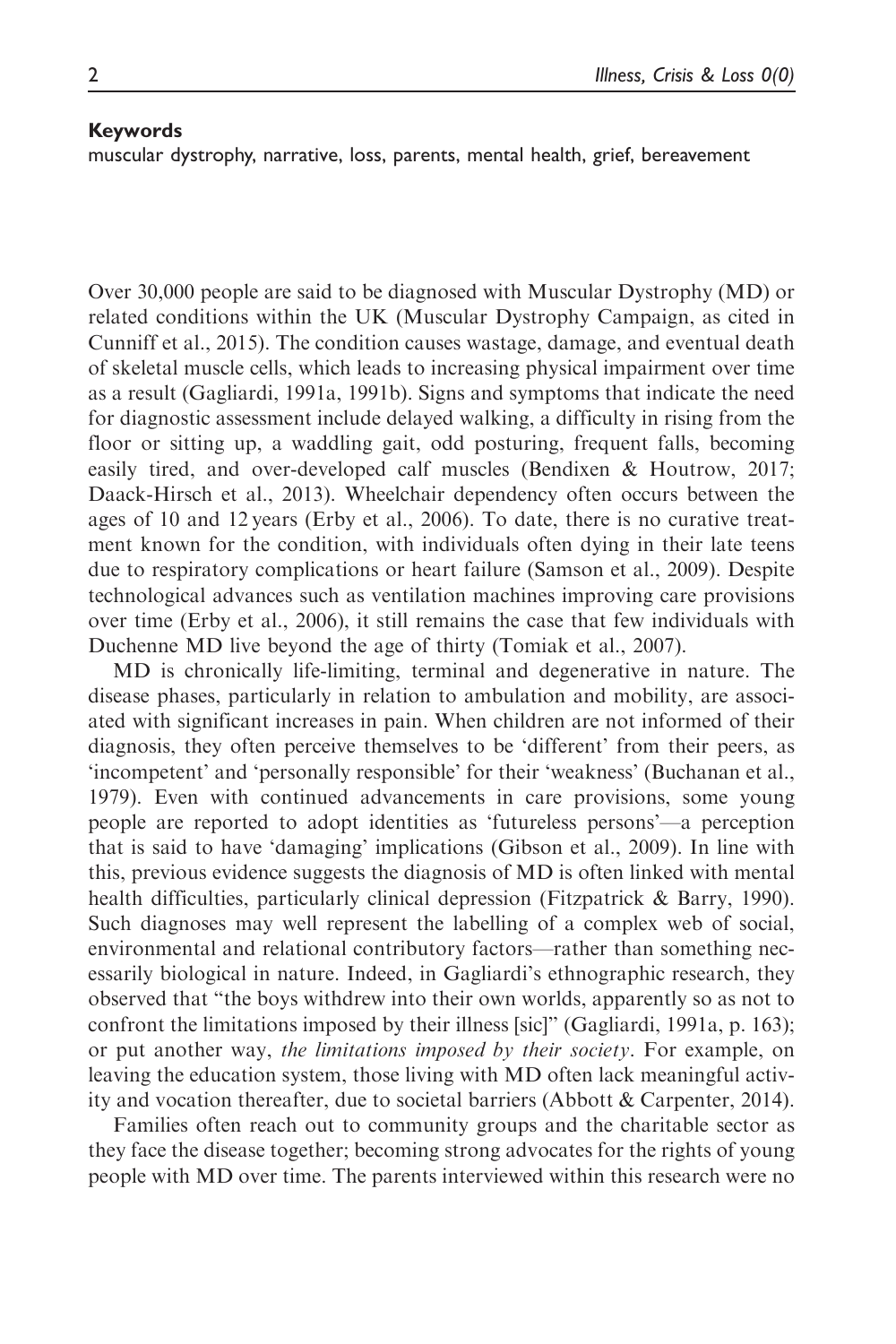**Keywords**

muscular dystrophy, narrative, loss, parents, mental health, grief, bereavement

Over 30,000 people are said to be diagnosed with Muscular Dystrophy (MD) or related conditions within the UK (Muscular Dystrophy Campaign, as cited in Cunniff et al., 2015). The condition causes wastage, damage, and eventual death of skeletal muscle cells, which leads to increasing physical impairment over time as a result (Gagliardi, 1991a, 1991b). Signs and symptoms that indicate the need for diagnostic assessment include delayed walking, a difficulty in rising from the floor or sitting up, a waddling gait, odd posturing, frequent falls, becoming easily tired, and over-developed calf muscles (Bendixen & Houtrow, 2017; Daack-Hirsch et al., 2013). Wheelchair dependency often occurs between the ages of 10 and 12 years (Erby et al., 2006). To date, there is no curative treatment known for the condition, with individuals often dying in their late teens due to respiratory complications or heart failure (Samson et al., 2009). Despite technological advances such as ventilation machines improving care provisions over time (Erby et al., 2006), it still remains the case that few individuals with Duchenne MD live beyond the age of thirty (Tomiak et al., 2007).

MD is chronically life-limiting, terminal and degenerative in nature. The disease phases, particularly in relation to ambulation and mobility, are associated with significant increases in pain. When children are not informed of their diagnosis, they often perceive themselves to be 'different' from their peers, as 'incompetent' and 'personally responsible' for their 'weakness' (Buchanan et al., 1979). Even with continued advancements in care provisions, some young people are reported to adopt identities as 'futureless persons'—a perception that is said to have 'damaging' implications (Gibson et al., 2009). In line with this, previous evidence suggests the diagnosis of MD is often linked with mental health difficulties, particularly clinical depression (Fitzpatrick & Barry, 1990). Such diagnoses may well represent the labelling of a complex web of social, environmental and relational contributory factors—rather than something necessarily biological in nature. Indeed, in Gagliardi's ethnographic research, they observed that "the boys withdrew into their own worlds, apparently so as not to confront the limitations imposed by their illness [sic]" (Gagliardi, 1991a, p. 163); or put another way, *the limitations imposed by their society*. For example, on leaving the education system, those living with MD often lack meaningful activity and vocation thereafter, due to societal barriers (Abbott & Carpenter, 2014).

Families often reach out to community groups and the charitable sector as they face the disease together; becoming strong advocates for the rights of young people with MD over time. The parents interviewed within this research were no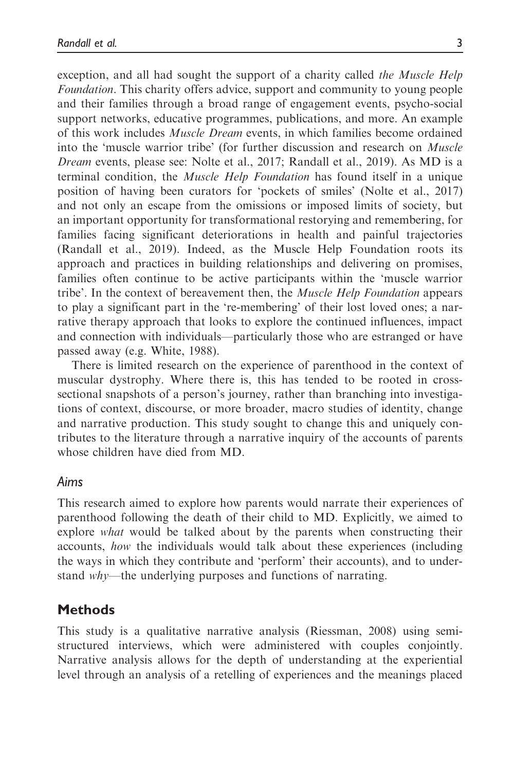exception, and all had sought the support of a charity called *the Muscle Help Foundation*. This charity offers advice, support and community to young people and their families through a broad range of engagement events, psycho-social support networks, educative programmes, publications, and more. An example of this work includes *Muscle Dream* events, in which families become ordained into the 'muscle warrior tribe' (for further discussion and research on *Muscle Dream* events, please see: Nolte et al., 2017; Randall et al., 2019). As MD is a terminal condition, the *Muscle Help Foundation* has found itself in a unique position of having been curators for 'pockets of smiles' (Nolte et al., 2017) and not only an escape from the omissions or imposed limits of society, but an important opportunity for transformational restorying and remembering, for families facing significant deteriorations in health and painful trajectories (Randall et al., 2019). Indeed, as the Muscle Help Foundation roots its approach and practices in building relationships and delivering on promises, families often continue to be active participants within the 'muscle warrior tribe'. In the context of bereavement then, the *Muscle Help Foundation* appears to play a significant part in the 're-membering' of their lost loved ones; a narrative therapy approach that looks to explore the continued influences, impact and connection with individuals—particularly those who are estranged or have passed away (e.g. White, 1988).

There is limited research on the experience of parenthood in the context of muscular dystrophy. Where there is, this has tended to be rooted in cross-sectional snapshots of a person's journey, rather than branching into investigations of context, discourse, or more broader, macro studies of identity, change and narrative production. This study sought to change this and uniquely contributes to the literature through a narrative inquiry of the accounts of parents whose children have died from MD.

### Aims

This research aimed to explore how parents would narrate their experiences of parenthood following the death of their child to MD. Explicitly, we aimed to explore *what* would be talked about by the parents when constructing their accounts, *how* the individuals would talk about these experiences (including the ways in which they contribute and 'perform' their accounts), and to understand *why*—the underlying purposes and functions of narrating.

## Methods

This study is a qualitative narrative analysis (Riessman, 2008) using semi-structured interviews, which were administered with couples conjointly. Narrative analysis allows for the depth of understanding at the experiential level through an analysis of a retelling of experiences and the meanings placed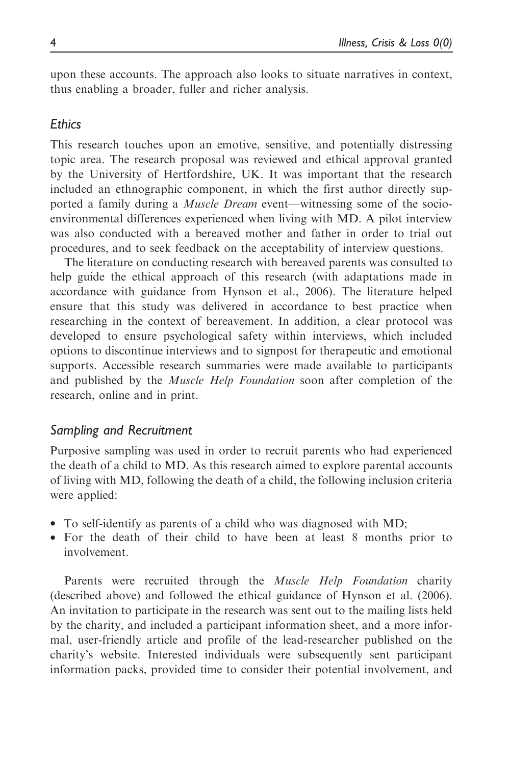upon these accounts. The approach also looks to situate narratives in context, thus enabling a broader, fuller and richer analysis.

### *Ethics*

This research touches upon an emotive, sensitive, and potentially distressing topic area. The research proposal was reviewed and ethical approval granted by the University of Hertfordshire, UK. It was important that the research included an ethnographic component, in which the first author directly supported a family during a *Muscle Dream* event—witnessing some of the socio-environmental differences experienced when living with MD. A pilot interview was also conducted with a bereaved mother and father in order to trial out procedures, and to seek feedback on the acceptability of interview questions.

The literature on conducting research with bereaved parents was consulted to help guide the ethical approach of this research (with adaptations made in accordance with guidance from Hynson et al., 2006). The literature helped ensure that this study was delivered in accordance to best practice when researching in the context of bereavement. In addition, a clear protocol was developed to ensure psychological safety within interviews, which included options to discontinue interviews and to signpost for therapeutic and emotional supports. Accessible research summaries were made available to participants and published by the *Muscle Help Foundation* soon after completion of the research, online and in print.

### *Sampling and Recruitment*

Purposive sampling was used in order to recruit parents who had experienced the death of a child to MD. As this research aimed to explore parental accounts of living with MD, following the death of a child, the following inclusion criteria were applied:

- To self-identify as parents of a child who was diagnosed with MD;
- For the death of their child to have been at least 8 months prior to involvement.

Parents were recruited through the *Muscle Help Foundation* charity (described above) and followed the ethical guidance of Hynson et al. (2006). An invitation to participate in the research was sent out to the mailing lists held by the charity, and included a participant information sheet, and a more informal, user-friendly article and profile of the lead-researcher published on the charity's website. Interested individuals were subsequently sent participant information packs, provided time to consider their potential involvement, and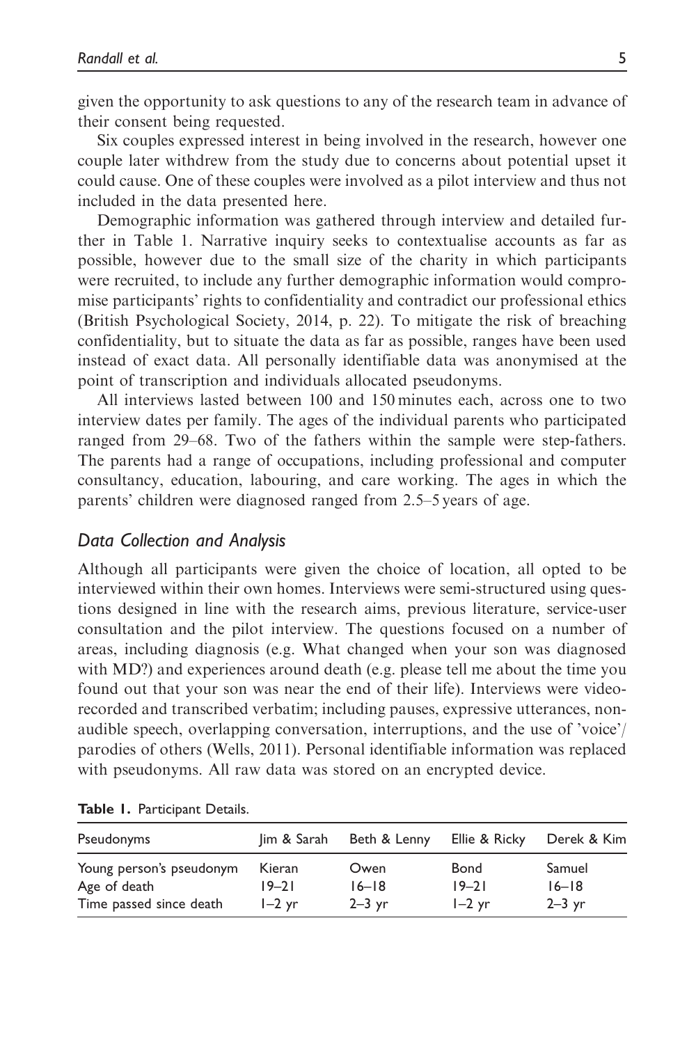given the opportunity to ask questions to any of the research team in advance of their consent being requested.

Six couples expressed interest in being involved in the research, however one couple later withdrew from the study due to concerns about potential upset it could cause. One of these couples were involved as a pilot interview and thus not included in the data presented here.

Demographic information was gathered through interview and detailed further in Table 1. Narrative inquiry seeks to contextualise accounts as far as possible, however due to the small size of the charity in which participants were recruited, to include any further demographic information would compromise participants' rights to confidentiality and contradict our professional ethics (British Psychological Society, 2014, p. 22). To mitigate the risk of breaching confidentiality, but to situate the data as far as possible, ranges have been used instead of exact data. All personally identifiable data was anonymised at the point of transcription and individuals allocated pseudonyms.

All interviews lasted between 100 and 150 minutes each, across one to two interview dates per family. The ages of the individual parents who participated ranged from 29–68. Two of the fathers within the sample were step-fathers. The parents had a range of occupations, including professional and computer consultancy, education, labouring, and care working. The ages in which the parents' children were diagnosed ranged from 2.5–5 years of age.

## Data Collection and Analysis

Although all participants were given the choice of location, all opted to be interviewed within their own homes. Interviews were semi-structured using questions designed in line with the research aims, previous literature, service-user consultation and the pilot interview. The questions focused on a number of areas, including diagnosis (e.g. What changed when your son was diagnosed with MD?) and experiences around death (e.g. please tell me about the time you found out that your son was near the end of their life). Interviews were video-recorded and transcribed verbatim; including pauses, expressive utterances, non-audible speech, overlapping conversation, interruptions, and the use of 'voice'/parodies of others (Wells, 2011). Personal identifiable information was replaced with pseudonyms. All raw data was stored on an encrypted device.

**Table 1.** Participant Details.

| Pseudonyms | Jim & Sarah | Beth & Lenny | Ellie & Ricky | Derek & Kim |
|---|---|---|---|---|
| Young person's pseudonym | Kieran | Owen | Bond | Samuel |
| Age of death | 19–21 | 16–18 | 19–21 | 16–18 |
| Time passed since death | 1–2 yr | 2–3 yr | 1–2 yr | 2–3 yr |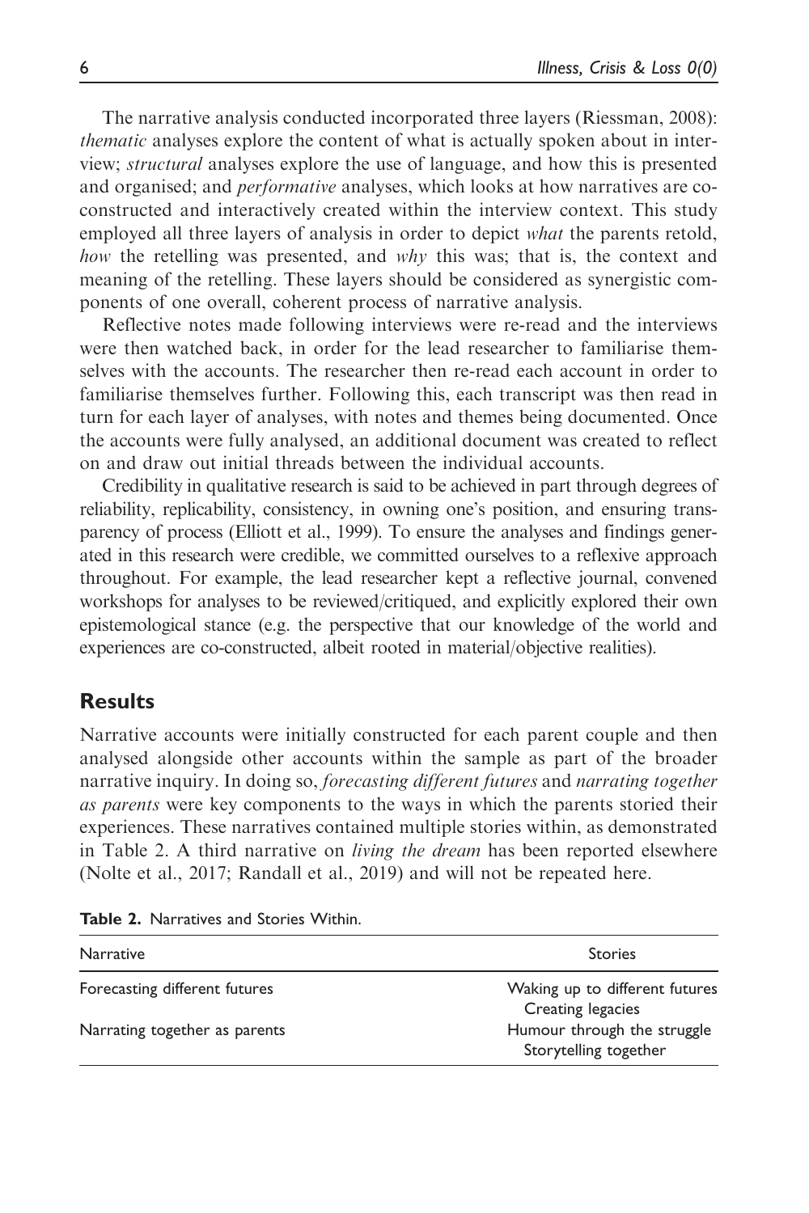The narrative analysis conducted incorporated three layers (Riessman, 2008): *thematic* analyses explore the content of what is actually spoken about in interview; *structural* analyses explore the use of language, and how this is presented and organised; and *performative* analyses, which looks at how narratives are co-constructed and interactively created within the interview context. This study employed all three layers of analysis in order to depict *what* the parents retold, *how* the retelling was presented, and *why* this was; that is, the context and meaning of the retelling. These layers should be considered as synergistic components of one overall, coherent process of narrative analysis.

Reflective notes made following interviews were re-read and the interviews were then watched back, in order for the lead researcher to familiarise themselves with the accounts. The researcher then re-read each account in order to familiarise themselves further. Following this, each transcript was then read in turn for each layer of analyses, with notes and themes being documented. Once the accounts were fully analysed, an additional document was created to reflect on and draw out initial threads between the individual accounts.

Credibility in qualitative research is said to be achieved in part through degrees of reliability, replicability, consistency, in owning one's position, and ensuring transparency of process (Elliott et al., 1999). To ensure the analyses and findings generated in this research were credible, we committed ourselves to a reflexive approach throughout. For example, the lead researcher kept a reflective journal, convened workshops for analyses to be reviewed/critiqued, and explicitly explored their own epistemological stance (e.g. the perspective that our knowledge of the world and experiences are co-constructed, albeit rooted in material/objective realities).

## Results

Narrative accounts were initially constructed for each parent couple and then analysed alongside other accounts within the sample as part of the broader narrative inquiry. In doing so, *forecasting different futures* and *narrating together as parents* were key components to the ways in which the parents storied their experiences. These narratives contained multiple stories within, as demonstrated in Table 2. A third narrative on *living the dream* has been reported elsewhere (Nolte et al., 2017; Randall et al., 2019) and will not be repeated here.

**Table 2.** Narratives and Stories Within.

| Narrative | Stories |
|---|---|
| Forecasting different futures | Waking up to different futures |
| | Creating legacies |
| Narrating together as parents | Humour through the struggle |
| | Storytelling together |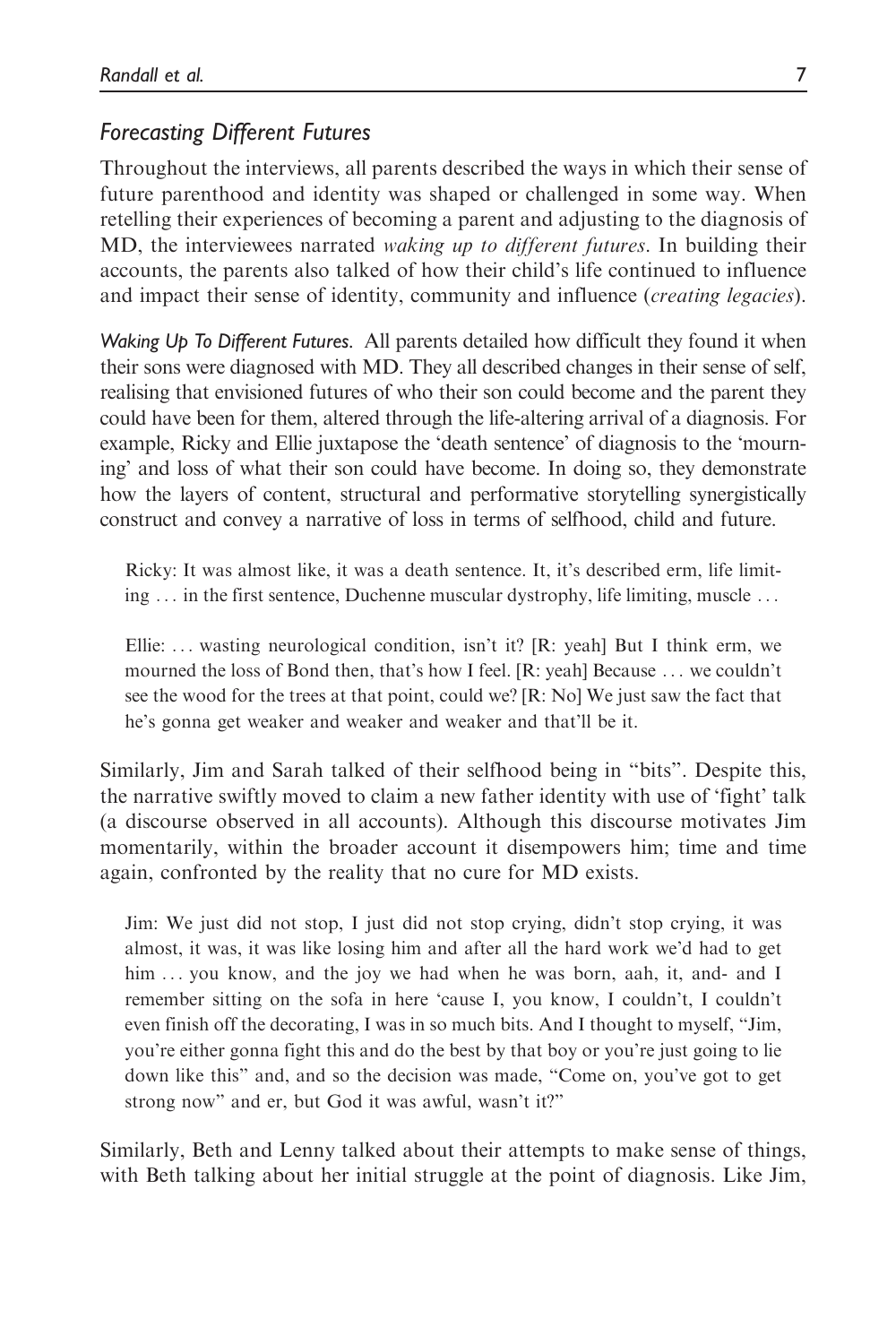### *Forecasting Different Futures*

Throughout the interviews, all parents described the ways in which their sense of future parenthood and identity was shaped or challenged in some way. When retelling their experiences of becoming a parent and adjusting to the diagnosis of MD, the interviewees narrated *waking up to different futures*. In building their accounts, the parents also talked of how their child's life continued to influence and impact their sense of identity, community and influence (*creating legacies*).

*Waking Up To Different Futures.* All parents detailed how difficult they found it when their sons were diagnosed with MD. They all described changes in their sense of self, realising that envisioned futures of who their son could become and the parent they could have been for them, altered through the life-altering arrival of a diagnosis. For example, Ricky and Ellie juxtapose the 'death sentence' of diagnosis to the 'mourning' and loss of what their son could have become. In doing so, they demonstrate how the layers of content, structural and performative storytelling synergistically construct and convey a narrative of loss in terms of selfhood, child and future.

> Ricky: It was almost like, it was a death sentence. It, it's described erm, life limiting … in the first sentence, Duchenne muscular dystrophy, life limiting, muscle …
>
> Ellie: … wasting neurological condition, isn't it? [R: yeah] But I think erm, we mourned the loss of Bond then, that's how I feel. [R: yeah] Because … we couldn't see the wood for the trees at that point, could we? [R: No] We just saw the fact that he's gonna get weaker and weaker and weaker and that'll be it.

Similarly, Jim and Sarah talked of their selfhood being in "bits". Despite this, the narrative swiftly moved to claim a new father identity with use of 'fight' talk (a discourse observed in all accounts). Although this discourse motivates Jim momentarily, within the broader account it disempowers him; time and time again, confronted by the reality that no cure for MD exists.

> Jim: We just did not stop, I just did not stop crying, didn't stop crying, it was almost, it was, it was like losing him and after all the hard work we'd had to get him … you know, and the joy we had when he was born, aah, it, and- and I remember sitting on the sofa in here 'cause I, you know, I couldn't, I couldn't even finish off the decorating, I was in so much bits. And I thought to myself, "Jim, you're either gonna fight this and do the best by that boy or you're just going to lie down like this" and, and so the decision was made, "Come on, you've got to get strong now" and er, but God it was awful, wasn't it?"

Similarly, Beth and Lenny talked about their attempts to make sense of things, with Beth talking about her initial struggle at the point of diagnosis. Like Jim,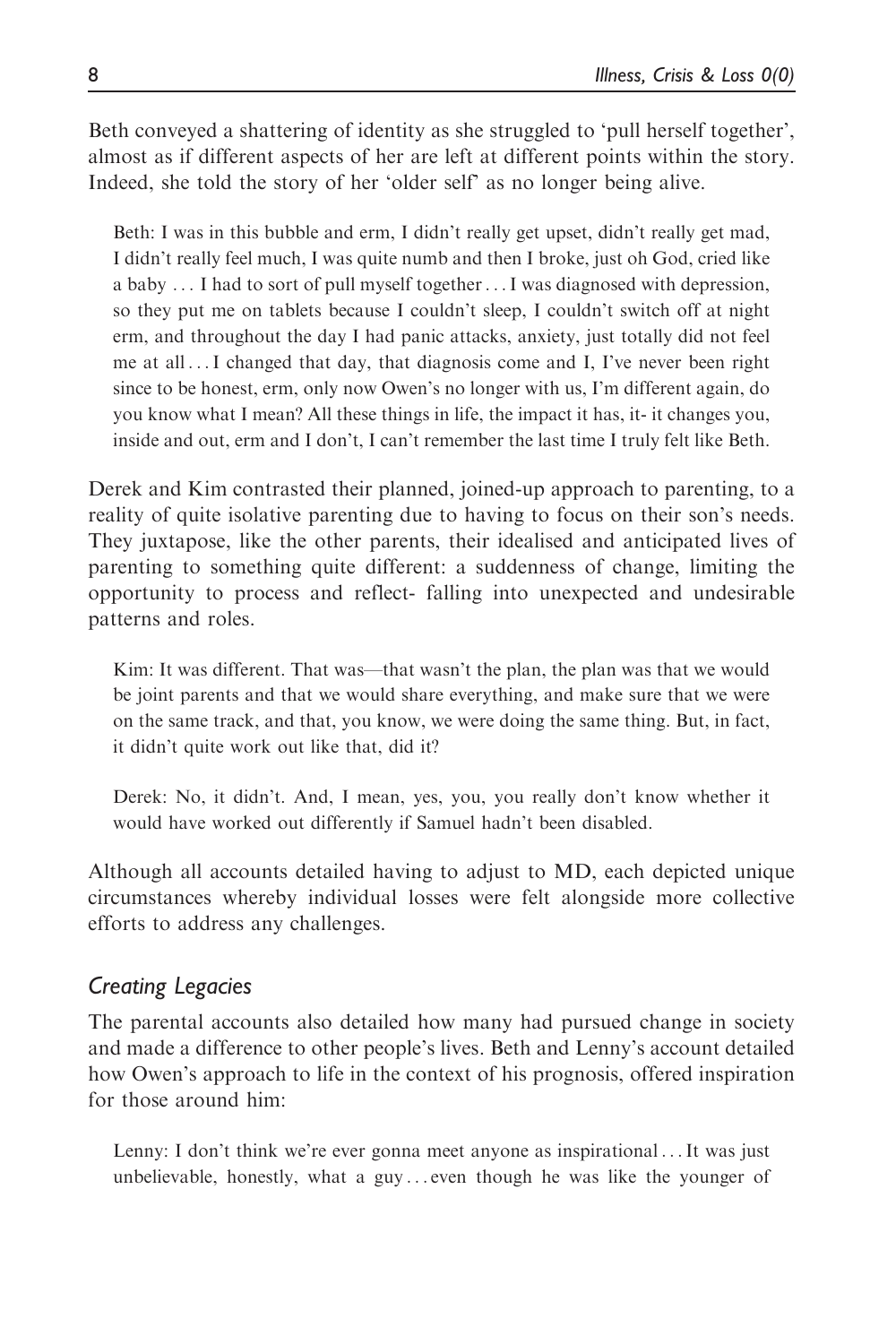Beth conveyed a shattering of identity as she struggled to 'pull herself together', almost as if different aspects of her are left at different points within the story. Indeed, she told the story of her 'older self' as no longer being alive.

> Beth: I was in this bubble and erm, I didn't really get upset, didn't really get mad, I didn't really feel much, I was quite numb and then I broke, just oh God, cried like a baby ... I had to sort of pull myself together ... I was diagnosed with depression, so they put me on tablets because I couldn't sleep, I couldn't switch off at night erm, and throughout the day I had panic attacks, anxiety, just totally did not feel me at all ... I changed that day, that diagnosis come and I, I've never been right since to be honest, erm, only now Owen's no longer with us, I'm different again, do you know what I mean? All these things in life, the impact it has, it- it changes you, inside and out, erm and I don't, I can't remember the last time I truly felt like Beth.

Derek and Kim contrasted their planned, joined-up approach to parenting, to a reality of quite isolative parenting due to having to focus on their son's needs. They juxtapose, like the other parents, their idealised and anticipated lives of parenting to something quite different: a suddenness of change, limiting the opportunity to process and reflect- falling into unexpected and undesirable patterns and roles.

> Kim: It was different. That was—that wasn't the plan, the plan was that we would be joint parents and that we would share everything, and make sure that we were on the same track, and that, you know, we were doing the same thing. But, in fact, it didn't quite work out like that, did it?
>
> Derek: No, it didn't. And, I mean, yes, you, you really don't know whether it would have worked out differently if Samuel hadn't been disabled.

Although all accounts detailed having to adjust to MD, each depicted unique circumstances whereby individual losses were felt alongside more collective efforts to address any challenges.

### *Creating Legacies*

The parental accounts also detailed how many had pursued change in society and made a difference to other people's lives. Beth and Lenny's account detailed how Owen's approach to life in the context of his prognosis, offered inspiration for those around him:

> Lenny: I don't think we're ever gonna meet anyone as inspirational ... It was just unbelievable, honestly, what a guy ... even though he was like the younger of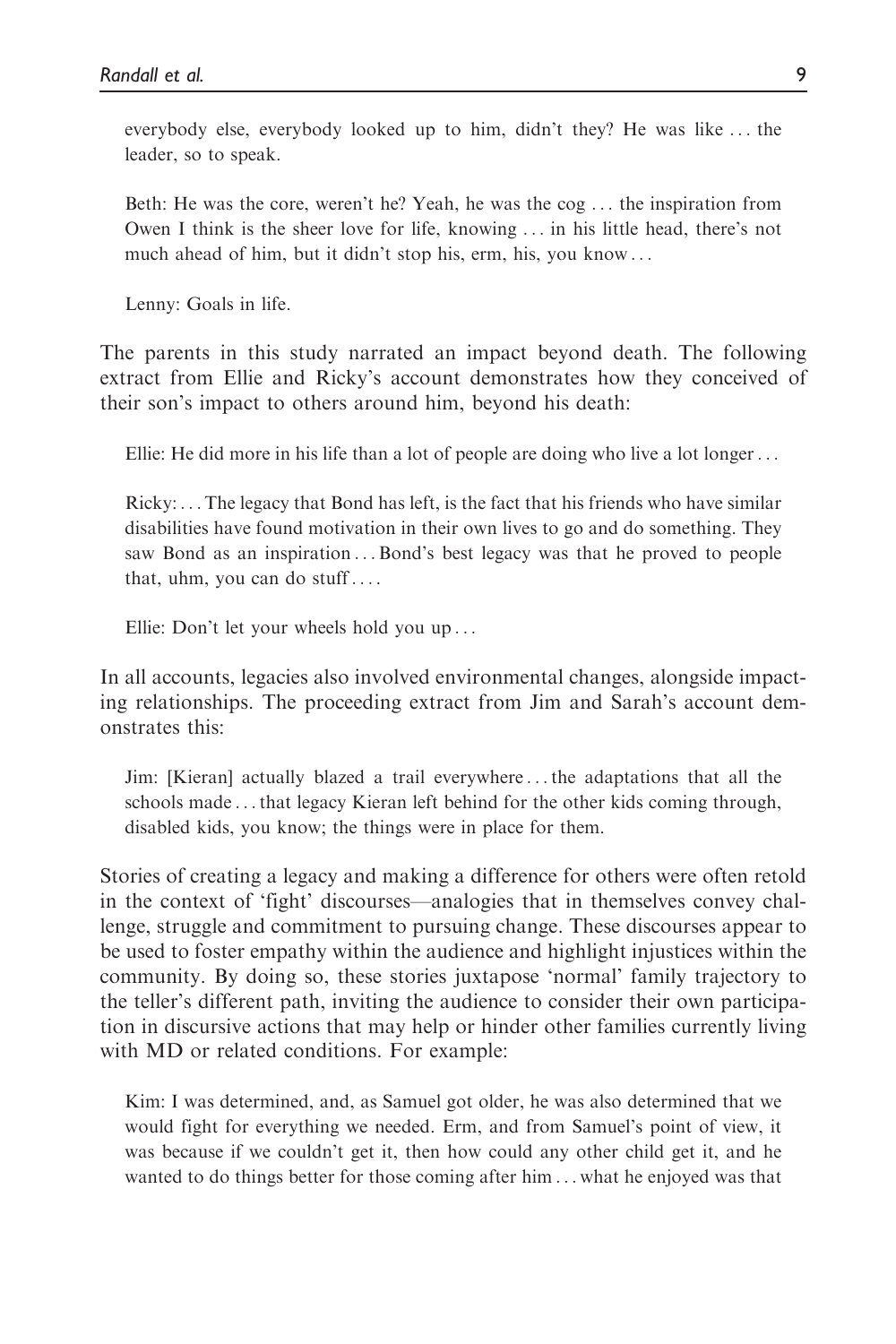everybody else, everybody looked up to him, didn't they? He was like ... the leader, so to speak.

Beth: He was the core, weren't he? Yeah, he was the cog ... the inspiration from Owen I think is the sheer love for life, knowing ... in his little head, there's not much ahead of him, but it didn't stop his, erm, his, you know...

Lenny: Goals in life.

The parents in this study narrated an impact beyond death. The following extract from Ellie and Ricky's account demonstrates how they conceived of their son's impact to others around him, beyond his death:

Ellie: He did more in his life than a lot of people are doing who live a lot longer...

Ricky: ... The legacy that Bond has left, is the fact that his friends who have similar disabilities have found motivation in their own lives to go and do something. They saw Bond as an inspiration ... Bond's best legacy was that he proved to people that, uhm, you can do stuff....

Ellie: Don't let your wheels hold you up...

In all accounts, legacies also involved environmental changes, alongside impacting relationships. The proceeding extract from Jim and Sarah's account demonstrates this:

Jim: [Kieran] actually blazed a trail everywhere ... the adaptations that all the schools made ... that legacy Kieran left behind for the other kids coming through, disabled kids, you know; the things were in place for them.

Stories of creating a legacy and making a difference for others were often retold in the context of 'fight' discourses—analogies that in themselves convey challenge, struggle and commitment to pursuing change. These discourses appear to be used to foster empathy within the audience and highlight injustices within the community. By doing so, these stories juxtapose 'normal' family trajectory to the teller's different path, inviting the audience to consider their own participation in discursive actions that may help or hinder other families currently living with MD or related conditions. For example:

Kim: I was determined, and, as Samuel got older, he was also determined that we would fight for everything we needed. Erm, and from Samuel's point of view, it was because if we couldn't get it, then how could any other child get it, and he wanted to do things better for those coming after him ... what he enjoyed was that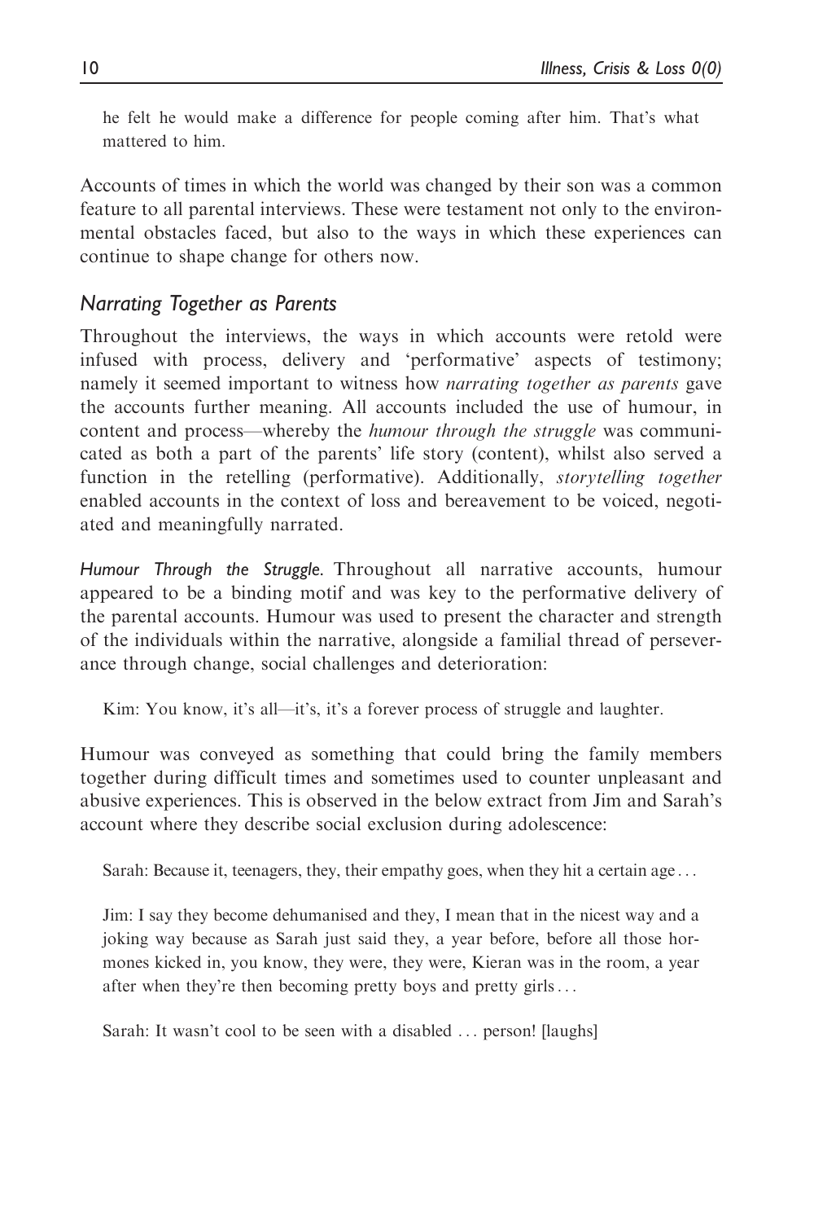he felt he would make a difference for people coming after him. That's what mattered to him.

Accounts of times in which the world was changed by their son was a common feature to all parental interviews. These were testament not only to the environmental obstacles faced, but also to the ways in which these experiences can continue to shape change for others now.

## Narrating Together as Parents

Throughout the interviews, the ways in which accounts were retold were infused with process, delivery and 'performative' aspects of testimony; namely it seemed important to witness how *narrating together as parents* gave the accounts further meaning. All accounts included the use of humour, in content and process—whereby the *humour through the struggle* was communicated as both a part of the parents' life story (content), whilst also served a function in the retelling (performative). Additionally, *storytelling together* enabled accounts in the context of loss and bereavement to be voiced, negotiated and meaningfully narrated.

*Humour Through the Struggle.* Throughout all narrative accounts, humour appeared to be a binding motif and was key to the performative delivery of the parental accounts. Humour was used to present the character and strength of the individuals within the narrative, alongside a familial thread of perseverance through change, social challenges and deterioration:

> Kim: You know, it's all—it's, it's a forever process of struggle and laughter.

Humour was conveyed as something that could bring the family members together during difficult times and sometimes used to counter unpleasant and abusive experiences. This is observed in the below extract from Jim and Sarah's account where they describe social exclusion during adolescence:

> Sarah: Because it, teenagers, they, their empathy goes, when they hit a certain age . . .
>
> Jim: I say they become dehumanised and they, I mean that in the nicest way and a joking way because as Sarah just said they, a year before, before all those hormones kicked in, you know, they were, they were, Kieran was in the room, a year after when they're then becoming pretty boys and pretty girls . . .
>
> Sarah: It wasn't cool to be seen with a disabled . . . person! [laughs]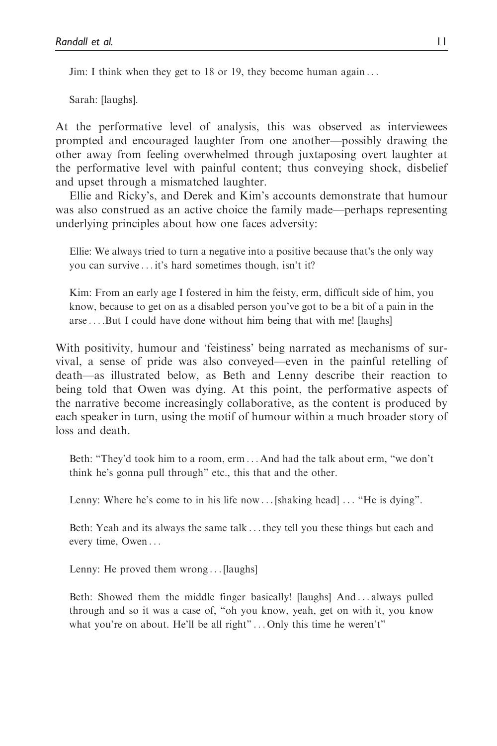> Jim: I think when they get to 18 or 19, they become human again . . .
>
> Sarah: [laughs].

At the performative level of analysis, this was observed as interviewees prompted and encouraged laughter from one another—possibly drawing the other away from feeling overwhelmed through juxtaposing overt laughter at the performative level with painful content; thus conveying shock, disbelief and upset through a mismatched laughter.

Ellie and Ricky's, and Derek and Kim's accounts demonstrate that humour was also construed as an active choice the family made—perhaps representing underlying principles about how one faces adversity:

> Ellie: We always tried to turn a negative into a positive because that's the only way you can survive . . . it's hard sometimes though, isn't it?
>
> Kim: From an early age I fostered in him the feisty, erm, difficult side of him, you know, because to get on as a disabled person you've got to be a bit of a pain in the arse . . . .But I could have done without him being that with me! [laughs]

With positivity, humour and 'feistiness' being narrated as mechanisms of survival, a sense of pride was also conveyed—even in the painful retelling of death—as illustrated below, as Beth and Lenny describe their reaction to being told that Owen was dying. At this point, the performative aspects of the narrative become increasingly collaborative, as the content is produced by each speaker in turn, using the motif of humour within a much broader story of loss and death.

> Beth: "They'd took him to a room, erm . . . And had the talk about erm, "we don't think he's gonna pull through" etc., this that and the other.
>
> Lenny: Where he's come to in his life now . . . [shaking head] . . . "He is dying".
>
> Beth: Yeah and its always the same talk . . . they tell you these things but each and every time, Owen . . .
>
> Lenny: He proved them wrong . . . [laughs]
>
> Beth: Showed them the middle finger basically! [laughs] And . . . always pulled through and so it was a case of, "oh you know, yeah, get on with it, you know what you're on about. He'll be all right" . . . Only this time he weren't"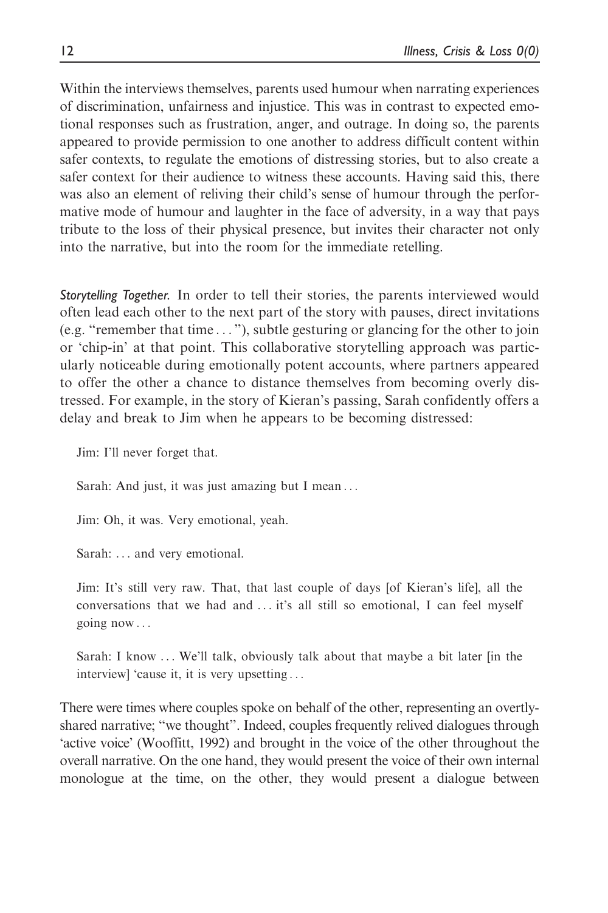Within the interviews themselves, parents used humour when narrating experiences of discrimination, unfairness and injustice. This was in contrast to expected emotional responses such as frustration, anger, and outrage. In doing so, the parents appeared to provide permission to one another to address difficult content within safer contexts, to regulate the emotions of distressing stories, but to also create a safer context for their audience to witness these accounts. Having said this, there was also an element of reliving their child's sense of humour through the performative mode of humour and laughter in the face of adversity, in a way that pays tribute to the loss of their physical presence, but invites their character not only into the narrative, but into the room for the immediate retelling.

*Storytelling Together.* In order to tell their stories, the parents interviewed would often lead each other to the next part of the story with pauses, direct invitations (e.g. "remember that time . . . "), subtle gesturing or glancing for the other to join or 'chip-in' at that point. This collaborative storytelling approach was particularly noticeable during emotionally potent accounts, where partners appeared to offer the other a chance to distance themselves from becoming overly distressed. For example, in the story of Kieran's passing, Sarah confidently offers a delay and break to Jim when he appears to be becoming distressed:

> Jim: I'll never forget that.
>
> Sarah: And just, it was just amazing but I mean . . .
>
> Jim: Oh, it was. Very emotional, yeah.
>
> Sarah: . . . and very emotional.
>
> Jim: It's still very raw. That, that last couple of days [of Kieran's life], all the conversations that we had and . . . it's all still so emotional, I can feel myself going now . . .
>
> Sarah: I know . . . We'll talk, obviously talk about that maybe a bit later [in the interview] 'cause it, it is very upsetting . . .

There were times where couples spoke on behalf of the other, representing an overtly-shared narrative; "we thought". Indeed, couples frequently relived dialogues through 'active voice' (Wooffitt, 1992) and brought in the voice of the other throughout the overall narrative. On the one hand, they would present the voice of their own internal monologue at the time, on the other, they would present a dialogue between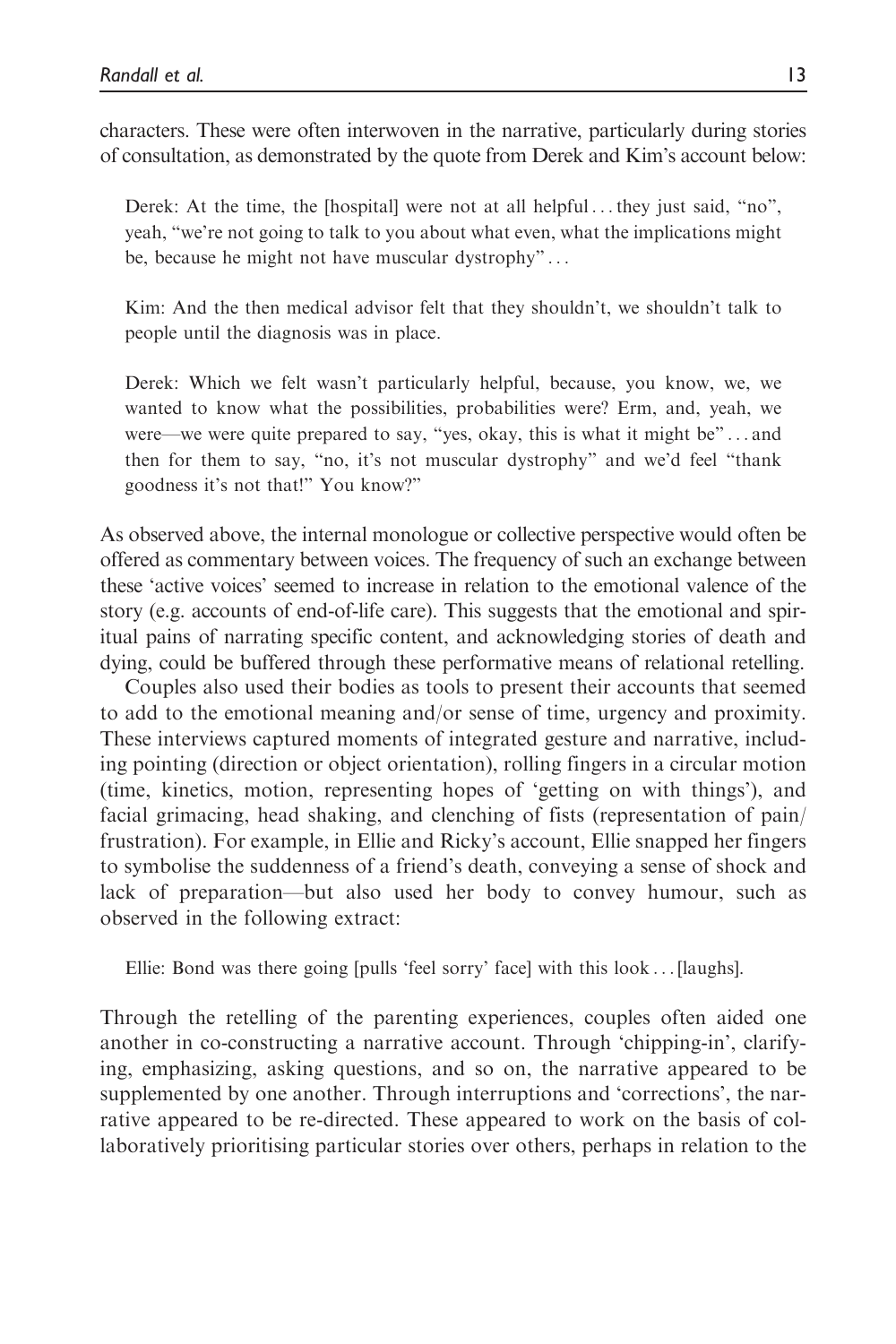characters. These were often interwoven in the narrative, particularly during stories of consultation, as demonstrated by the quote from Derek and Kim's account below:

> Derek: At the time, the [hospital] were not at all helpful . . . they just said, "no", yeah, "we're not going to talk to you about what even, what the implications might be, because he might not have muscular dystrophy" . . .
>
> Kim: And the then medical advisor felt that they shouldn't, we shouldn't talk to people until the diagnosis was in place.
>
> Derek: Which we felt wasn't particularly helpful, because, you know, we, we wanted to know what the possibilities, probabilities were? Erm, and, yeah, we were—we were quite prepared to say, "yes, okay, this is what it might be" . . . and then for them to say, "no, it's not muscular dystrophy" and we'd feel "thank goodness it's not that!" You know?"

As observed above, the internal monologue or collective perspective would often be offered as commentary between voices. The frequency of such an exchange between these 'active voices' seemed to increase in relation to the emotional valence of the story (e.g. accounts of end-of-life care). This suggests that the emotional and spiritual pains of narrating specific content, and acknowledging stories of death and dying, could be buffered through these performative means of relational retelling.

Couples also used their bodies as tools to present their accounts that seemed to add to the emotional meaning and/or sense of time, urgency and proximity. These interviews captured moments of integrated gesture and narrative, including pointing (direction or object orientation), rolling fingers in a circular motion (time, kinetics, motion, representing hopes of 'getting on with things'), and facial grimacing, head shaking, and clenching of fists (representation of pain/frustration). For example, in Ellie and Ricky's account, Ellie snapped her fingers to symbolise the suddenness of a friend's death, conveying a sense of shock and lack of preparation—but also used her body to convey humour, such as observed in the following extract:

> Ellie: Bond was there going [pulls 'feel sorry' face] with this look . . . [laughs].

Through the retelling of the parenting experiences, couples often aided one another in co-constructing a narrative account. Through 'chipping-in', clarifying, emphasizing, asking questions, and so on, the narrative appeared to be supplemented by one another. Through interruptions and 'corrections', the narrative appeared to be re-directed. These appeared to work on the basis of collaboratively prioritising particular stories over others, perhaps in relation to the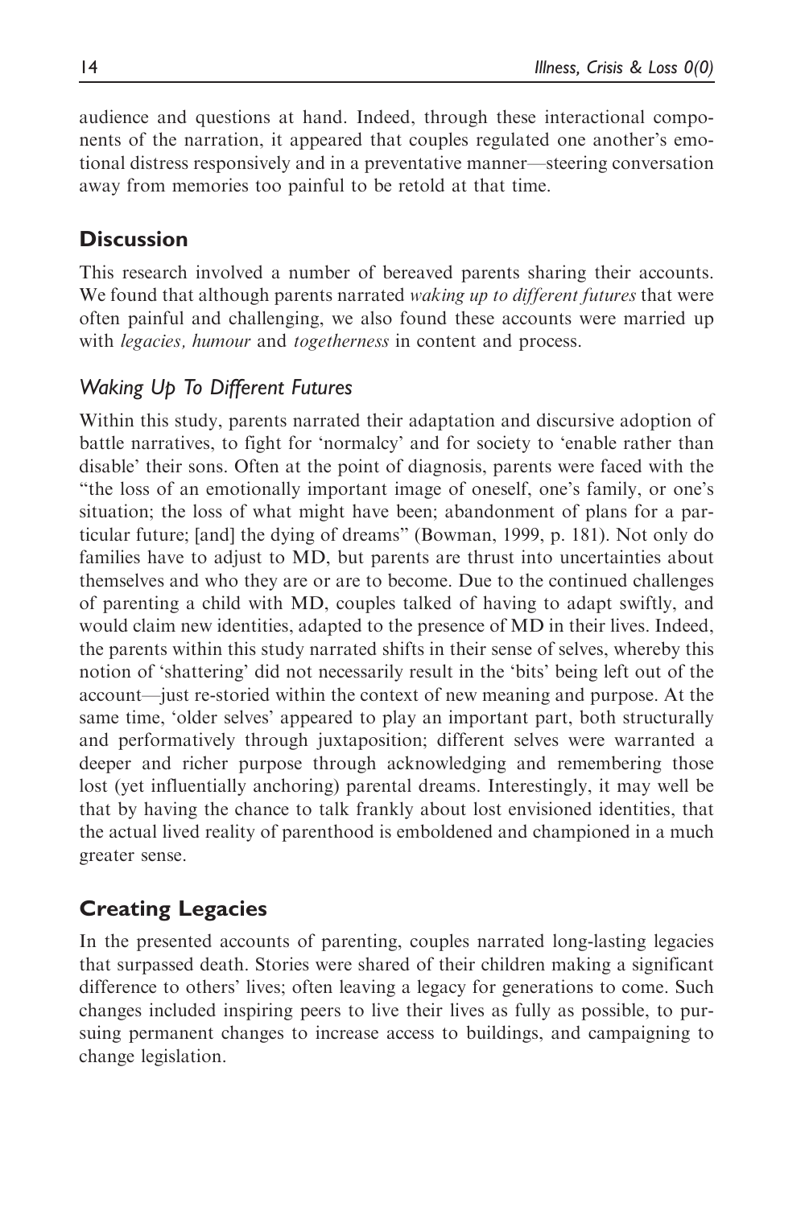audience and questions at hand. Indeed, through these interactional components of the narration, it appeared that couples regulated one another's emotional distress responsively and in a preventative manner—steering conversation away from memories too painful to be retold at that time.

## Discussion

This research involved a number of bereaved parents sharing their accounts. We found that although parents narrated *waking up to different futures* that were often painful and challenging, we also found these accounts were married up with *legacies, humour* and *togetherness* in content and process.

### Waking Up To Different Futures

Within this study, parents narrated their adaptation and discursive adoption of battle narratives, to fight for 'normalcy' and for society to 'enable rather than disable' their sons. Often at the point of diagnosis, parents were faced with the "the loss of an emotionally important image of oneself, one's family, or one's situation; the loss of what might have been; abandonment of plans for a particular future; [and] the dying of dreams" (Bowman, 1999, p. 181). Not only do families have to adjust to MD, but parents are thrust into uncertainties about themselves and who they are or are to become. Due to the continued challenges of parenting a child with MD, couples talked of having to adapt swiftly, and would claim new identities, adapted to the presence of MD in their lives. Indeed, the parents within this study narrated shifts in their sense of selves, whereby this notion of 'shattering' did not necessarily result in the 'bits' being left out of the account—just re-storied within the context of new meaning and purpose. At the same time, 'older selves' appeared to play an important part, both structurally and performatively through juxtaposition; different selves were warranted a deeper and richer purpose through acknowledging and remembering those lost (yet influentially anchoring) parental dreams. Interestingly, it may well be that by having the chance to talk frankly about lost envisioned identities, that the actual lived reality of parenthood is emboldened and championed in a much greater sense.

## Creating Legacies

In the presented accounts of parenting, couples narrated long-lasting legacies that surpassed death. Stories were shared of their children making a significant difference to others' lives; often leaving a legacy for generations to come. Such changes included inspiring peers to live their lives as fully as possible, to pursuing permanent changes to increase access to buildings, and campaigning to change legislation.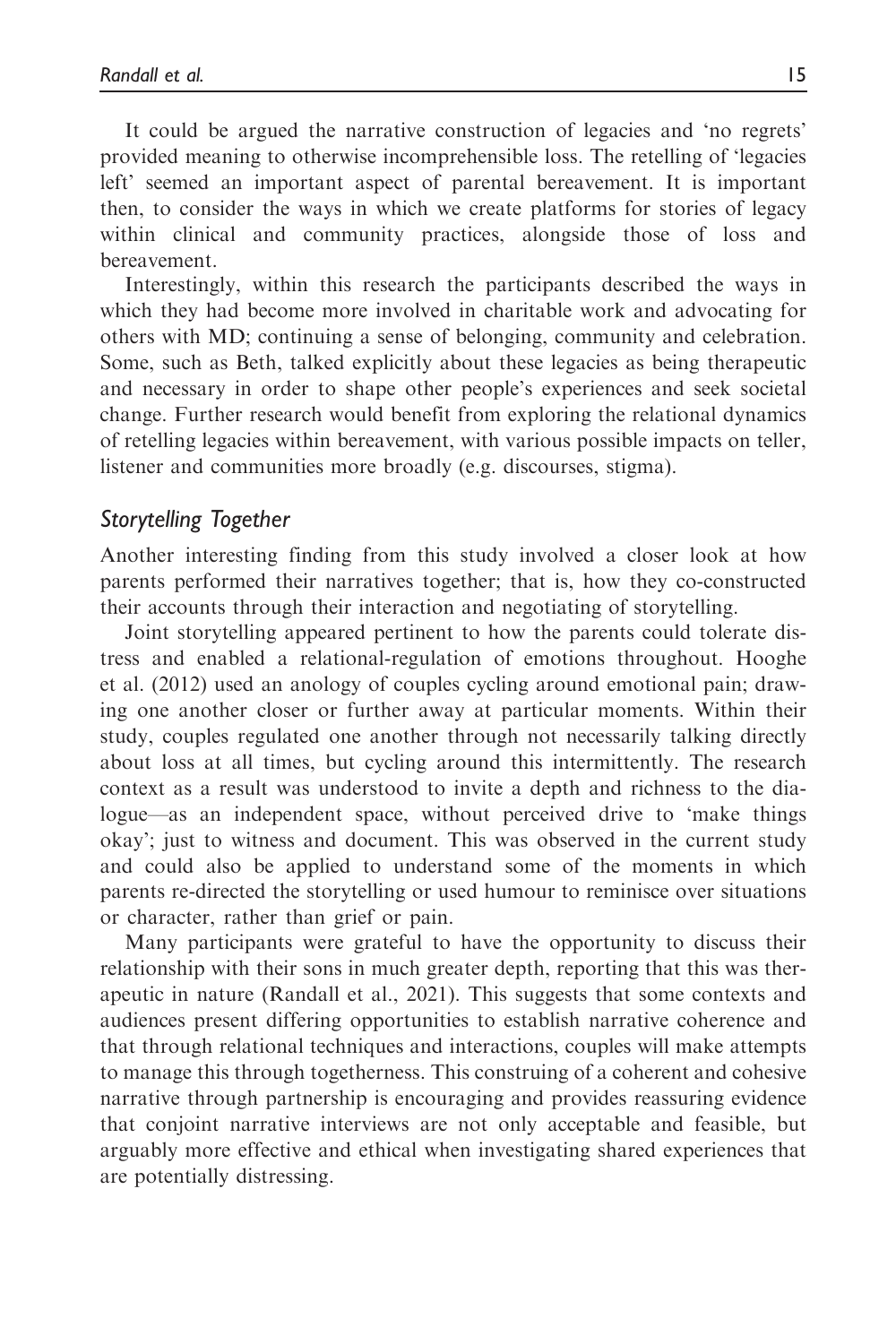It could be argued the narrative construction of legacies and 'no regrets' provided meaning to otherwise incomprehensible loss. The retelling of 'legacies left' seemed an important aspect of parental bereavement. It is important then, to consider the ways in which we create platforms for stories of legacy within clinical and community practices, alongside those of loss and bereavement.

Interestingly, within this research the participants described the ways in which they had become more involved in charitable work and advocating for others with MD; continuing a sense of belonging, community and celebration. Some, such as Beth, talked explicitly about these legacies as being therapeutic and necessary in order to shape other people's experiences and seek societal change. Further research would benefit from exploring the relational dynamics of retelling legacies within bereavement, with various possible impacts on teller, listener and communities more broadly (e.g. discourses, stigma).

## *Storytelling Together*

Another interesting finding from this study involved a closer look at how parents performed their narratives together; that is, how they co-constructed their accounts through their interaction and negotiating of storytelling.

Joint storytelling appeared pertinent to how the parents could tolerate distress and enabled a relational-regulation of emotions throughout. Hooghe et al. (2012) used an anology of couples cycling around emotional pain; drawing one another closer or further away at particular moments. Within their study, couples regulated one another through not necessarily talking directly about loss at all times, but cycling around this intermittently. The research context as a result was understood to invite a depth and richness to the dialogue—as an independent space, without perceived drive to 'make things okay'; just to witness and document. This was observed in the current study and could also be applied to understand some of the moments in which parents re-directed the storytelling or used humour to reminisce over situations or character, rather than grief or pain.

Many participants were grateful to have the opportunity to discuss their relationship with their sons in much greater depth, reporting that this was therapeutic in nature (Randall et al., 2021). This suggests that some contexts and audiences present differing opportunities to establish narrative coherence and that through relational techniques and interactions, couples will make attempts to manage this through togetherness. This construing of a coherent and cohesive narrative through partnership is encouraging and provides reassuring evidence that conjoint narrative interviews are not only acceptable and feasible, but arguably more effective and ethical when investigating shared experiences that are potentially distressing.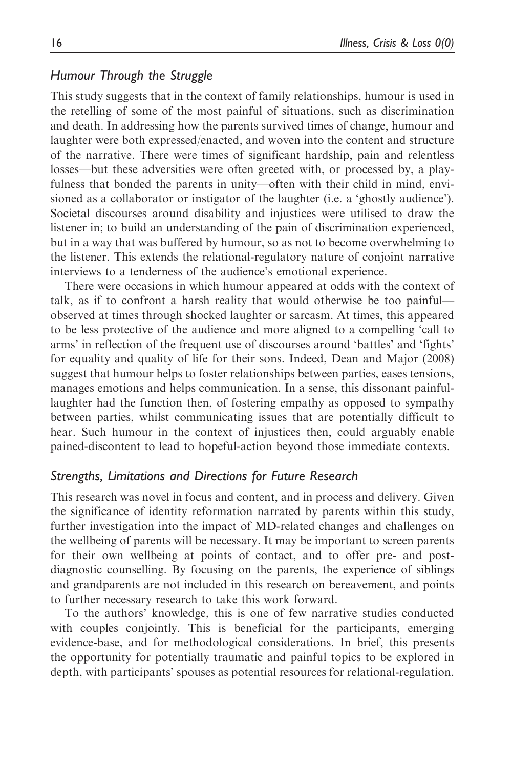### *Humour Through the Struggle*

This study suggests that in the context of family relationships, humour is used in the retelling of some of the most painful of situations, such as discrimination and death. In addressing how the parents survived times of change, humour and laughter were both expressed/enacted, and woven into the content and structure of the narrative. There were times of significant hardship, pain and relentless losses—but these adversities were often greeted with, or processed by, a playfulness that bonded the parents in unity—often with their child in mind, envisioned as a collaborator or instigator of the laughter (i.e. a 'ghostly audience'). Societal discourses around disability and injustices were utilised to draw the listener in; to build an understanding of the pain of discrimination experienced, but in a way that was buffered by humour, so as not to become overwhelming to the listener. This extends the relational-regulatory nature of conjoint narrative interviews to a tenderness of the audience's emotional experience.

There were occasions in which humour appeared at odds with the context of talk, as if to confront a harsh reality that would otherwise be too painful—observed at times through shocked laughter or sarcasm. At times, this appeared to be less protective of the audience and more aligned to a compelling 'call to arms' in reflection of the frequent use of discourses around 'battles' and 'fights' for equality and quality of life for their sons. Indeed, Dean and Major (2008) suggest that humour helps to foster relationships between parties, eases tensions, manages emotions and helps communication. In a sense, this dissonant painful-laughter had the function then, of fostering empathy as opposed to sympathy between parties, whilst communicating issues that are potentially difficult to hear. Such humour in the context of injustices then, could arguably enable pained-discontent to lead to hopeful-action beyond those immediate contexts.

### *Strengths, Limitations and Directions for Future Research*

This research was novel in focus and content, and in process and delivery. Given the significance of identity reformation narrated by parents within this study, further investigation into the impact of MD-related changes and challenges on the wellbeing of parents will be necessary. It may be important to screen parents for their own wellbeing at points of contact, and to offer pre- and post-diagnostic counselling. By focusing on the parents, the experience of siblings and grandparents are not included in this research on bereavement, and points to further necessary research to take this work forward.

To the authors' knowledge, this is one of few narrative studies conducted with couples conjointly. This is beneficial for the participants, emerging evidence-base, and for methodological considerations. In brief, this presents the opportunity for potentially traumatic and painful topics to be explored in depth, with participants' spouses as potential resources for relational-regulation.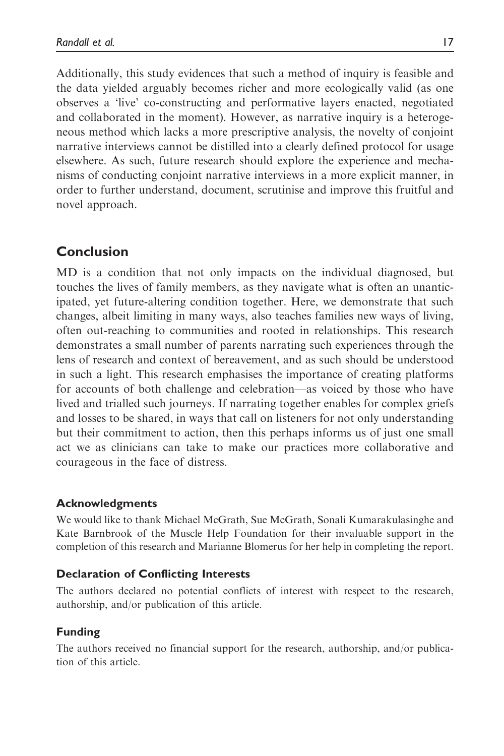Additionally, this study evidences that such a method of inquiry is feasible and the data yielded arguably becomes richer and more ecologically valid (as one observes a 'live' co-constructing and performative layers enacted, negotiated and collaborated in the moment). However, as narrative inquiry is a heterogeneous method which lacks a more prescriptive analysis, the novelty of conjoint narrative interviews cannot be distilled into a clearly defined protocol for usage elsewhere. As such, future research should explore the experience and mechanisms of conducting conjoint narrative interviews in a more explicit manner, in order to further understand, document, scrutinise and improve this fruitful and novel approach.

## Conclusion

MD is a condition that not only impacts on the individual diagnosed, but touches the lives of family members, as they navigate what is often an unanticipated, yet future-altering condition together. Here, we demonstrate that such changes, albeit limiting in many ways, also teaches families new ways of living, often out-reaching to communities and rooted in relationships. This research demonstrates a small number of parents narrating such experiences through the lens of research and context of bereavement, and as such should be understood in such a light. This research emphasises the importance of creating platforms for accounts of both challenge and celebration—as voiced by those who have lived and trialled such journeys. If narrating together enables for complex griefs and losses to be shared, in ways that call on listeners for not only understanding but their commitment to action, then this perhaps informs us of just one small act we as clinicians can take to make our practices more collaborative and courageous in the face of distress.

### Acknowledgments

We would like to thank Michael McGrath, Sue McGrath, Sonali Kumarakulasinghe and Kate Barnbrook of the Muscle Help Foundation for their invaluable support in the completion of this research and Marianne Blomerus for her help in completing the report.

### Declaration of Conflicting Interests

The authors declared no potential conflicts of interest with respect to the research, authorship, and/or publication of this article.

### Funding

The authors received no financial support for the research, authorship, and/or publication of this article.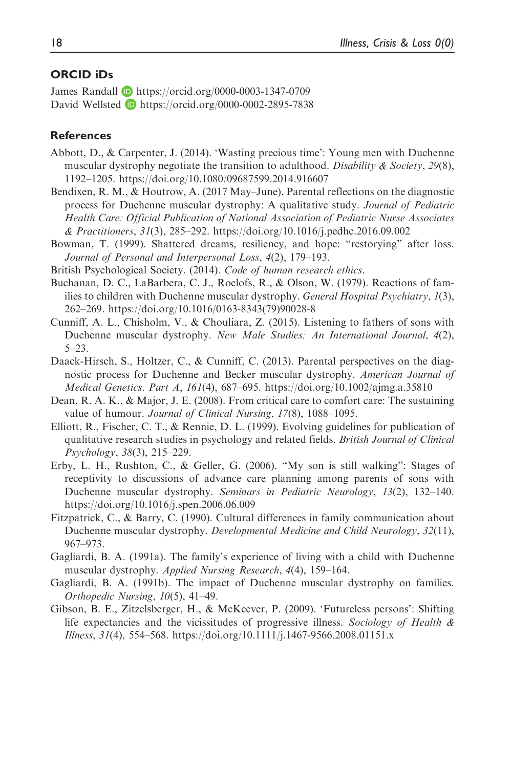## ORCID iDs

James Randall https://orcid.org/0000-0003-1347-0709
David Wellsted https://orcid.org/0000-0002-2895-7838

## References

Abbott, D., & Carpenter, J. (2014). 'Wasting precious time': Young men with Duchenne muscular dystrophy negotiate the transition to adulthood. *Disability & Society*, *29*(8), 1192–1205. https://doi.org/10.1080/09687599.2014.916607

Bendixen, R. M., & Houtrow, A. (2017 May–June). Parental reflections on the diagnostic process for Duchenne muscular dystrophy: A qualitative study. *Journal of Pediatric Health Care: Official Publication of National Association of Pediatric Nurse Associates & Practitioners*, *31*(3), 285–292. https://doi.org/10.1016/j.pedhc.2016.09.002

Bowman, T. (1999). Shattered dreams, resiliency, and hope: "restorying" after loss. *Journal of Personal and Interpersonal Loss*, *4*(2), 179–193.

British Psychological Society. (2014). *Code of human research ethics*.

Buchanan, D. C., LaBarbera, C. J., Roelofs, R., & Olson, W. (1979). Reactions of families to children with Duchenne muscular dystrophy. *General Hospital Psychiatry*, *1*(3), 262–269. https://doi.org/10.1016/0163-8343(79)90028-8

Cunniff, A. L., Chisholm, V., & Chouliara, Z. (2015). Listening to fathers of sons with Duchenne muscular dystrophy. *New Male Studies: An International Journal*, *4*(2), 5–23.

Daack-Hirsch, S., Holtzer, C., & Cunniff, C. (2013). Parental perspectives on the diagnostic process for Duchenne and Becker muscular dystrophy. *American Journal of Medical Genetics. Part A*, *161*(4), 687–695. https://doi.org/10.1002/ajmg.a.35810

Dean, R. A. K., & Major, J. E. (2008). From critical care to comfort care: The sustaining value of humour. *Journal of Clinical Nursing*, *17*(8), 1088–1095.

Elliott, R., Fischer, C. T., & Rennie, D. L. (1999). Evolving guidelines for publication of qualitative research studies in psychology and related fields. *British Journal of Clinical Psychology*, *38*(3), 215–229.

Erby, L. H., Rushton, C., & Geller, G. (2006). "My son is still walking": Stages of receptivity to discussions of advance care planning among parents of sons with Duchenne muscular dystrophy. *Seminars in Pediatric Neurology*, *13*(2), 132–140. https://doi.org/10.1016/j.spen.2006.06.009

Fitzpatrick, C., & Barry, C. (1990). Cultural differences in family communication about Duchenne muscular dystrophy. *Developmental Medicine and Child Neurology*, *32*(11), 967–973.

Gagliardi, B. A. (1991a). The family's experience of living with a child with Duchenne muscular dystrophy. *Applied Nursing Research*, *4*(4), 159–164.

Gagliardi, B. A. (1991b). The impact of Duchenne muscular dystrophy on families. *Orthopedic Nursing*, *10*(5), 41–49.

Gibson, B. E., Zitzelsberger, H., & McKeever, P. (2009). 'Futureless persons': Shifting life expectancies and the vicissitudes of progressive illness. *Sociology of Health & Illness*, *31*(4), 554–568. https://doi.org/10.1111/j.1467-9566.2008.01151.x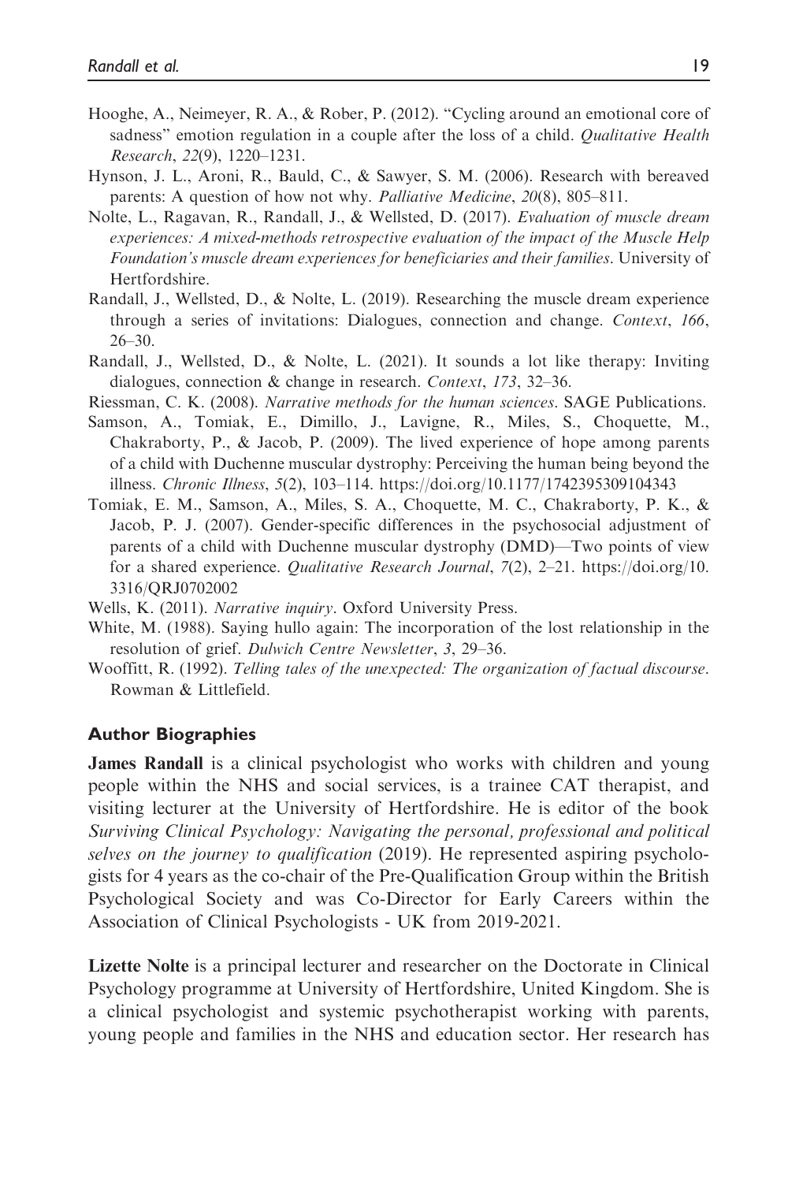Hooghe, A., Neimeyer, R. A., & Rober, P. (2012). "Cycling around an emotional core of sadness" emotion regulation in a couple after the loss of a child. *Qualitative Health Research*, *22*(9), 1220–1231.

Hynson, J. L., Aroni, R., Bauld, C., & Sawyer, S. M. (2006). Research with bereaved parents: A question of how not why. *Palliative Medicine*, *20*(8), 805–811.

Nolte, L., Ragavan, R., Randall, J., & Wellsted, D. (2017). *Evaluation of muscle dream experiences: A mixed-methods retrospective evaluation of the impact of the Muscle Help Foundation's muscle dream experiences for beneficiaries and their families*. University of Hertfordshire.

Randall, J., Wellsted, D., & Nolte, L. (2019). Researching the muscle dream experience through a series of invitations: Dialogues, connection and change. *Context*, *166*, 26–30.

Randall, J., Wellsted, D., & Nolte, L. (2021). It sounds a lot like therapy: Inviting dialogues, connection & change in research. *Context*, *173*, 32–36.

Riessman, C. K. (2008). *Narrative methods for the human sciences*. SAGE Publications.

Samson, A., Tomiak, E., Dimillo, J., Lavigne, R., Miles, S., Choquette, M., Chakraborty, P., & Jacob, P. (2009). The lived experience of hope among parents of a child with Duchenne muscular dystrophy: Perceiving the human being beyond the illness. *Chronic Illness*, *5*(2), 103–114. https://doi.org/10.1177/1742395309104343

Tomiak, E. M., Samson, A., Miles, S. A., Choquette, M. C., Chakraborty, P. K., & Jacob, P. J. (2007). Gender-specific differences in the psychosocial adjustment of parents of a child with Duchenne muscular dystrophy (DMD)—Two points of view for a shared experience. *Qualitative Research Journal*, *7*(2), 2–21. https://doi.org/10.3316/QRJ0702002

Wells, K. (2011). *Narrative inquiry*. Oxford University Press.

White, M. (1988). Saying hullo again: The incorporation of the lost relationship in the resolution of grief. *Dulwich Centre Newsletter*, *3*, 29–36.

Wooffitt, R. (1992). *Telling tales of the unexpected: The organization of factual discourse*. Rowman & Littlefield.

### Author Biographies

**James Randall** is a clinical psychologist who works with children and young people within the NHS and social services, is a trainee CAT therapist, and visiting lecturer at the University of Hertfordshire. He is editor of the book *Surviving Clinical Psychology: Navigating the personal, professional and political selves on the journey to qualification* (2019). He represented aspiring psychologists for 4 years as the co-chair of the Pre-Qualification Group within the British Psychological Society and was Co-Director for Early Careers within the Association of Clinical Psychologists - UK from 2019-2021.

**Lizette Nolte** is a principal lecturer and researcher on the Doctorate in Clinical Psychology programme at University of Hertfordshire, United Kingdom. She is a clinical psychologist and systemic psychotherapist working with parents, young people and families in the NHS and education sector. Her research has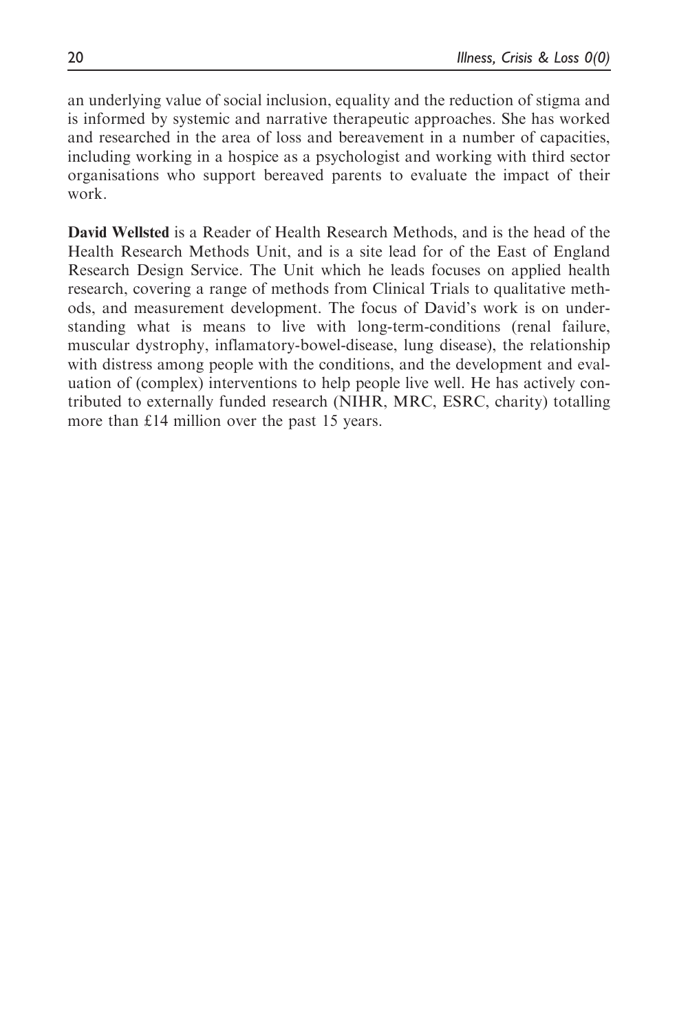an underlying value of social inclusion, equality and the reduction of stigma and is informed by systemic and narrative therapeutic approaches. She has worked and researched in the area of loss and bereavement in a number of capacities, including working in a hospice as a psychologist and working with third sector organisations who support bereaved parents to evaluate the impact of their work.

**David Wellsted** is a Reader of Health Research Methods, and is the head of the Health Research Methods Unit, and is a site lead for of the East of England Research Design Service. The Unit which he leads focuses on applied health research, covering a range of methods from Clinical Trials to qualitative methods, and measurement development. The focus of David's work is on understanding what is means to live with long-term-conditions (renal failure, muscular dystrophy, inflamatory-bowel-disease, lung disease), the relationship with distress among people with the conditions, and the development and evaluation of (complex) interventions to help people live well. He has actively contributed to externally funded research (NIHR, MRC, ESRC, charity) totalling more than £14 million over the past 15 years.